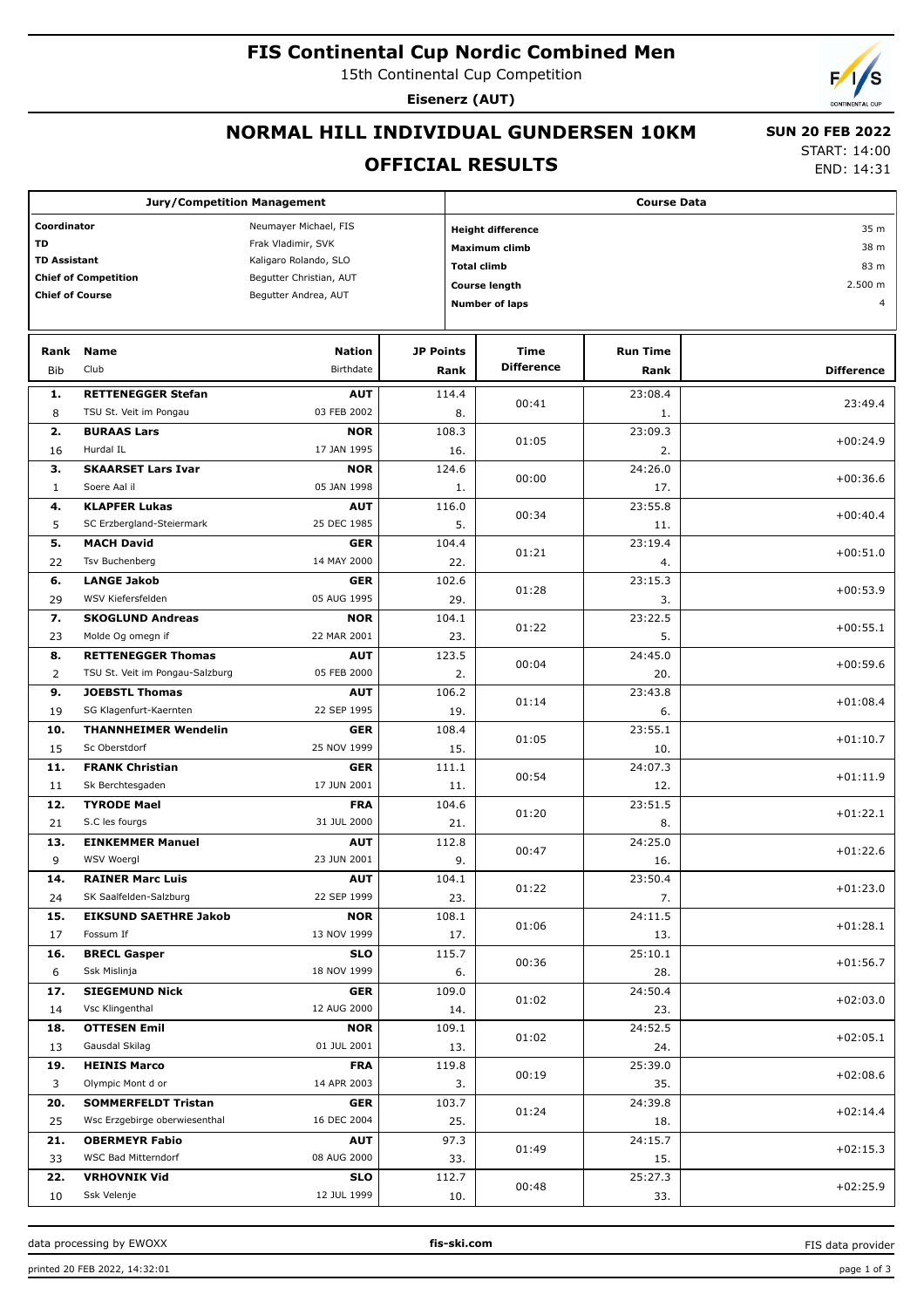# FIS Continental Cup Nordic Combined Men

15th Continental Cup Competition

**Eisenerz (AUT)**

## NORMAL HILL INDIVIDUAL GUNDERSEN 10KM

## OFFICIAL RESULTS

**SUN 20 FEB 2022**

START: 14:00
END: 14:31

| Jury/Competition Management | |
|---|---|
| **Coordinator** | Neumayer Michael, FIS |
| **TD** | Frak Vladimir, SVK |
| **TD Assistant** | Kaligaro Rolando, SLO |
| **Chief of Competition** | Begutter Christian, AUT |
| **Chief of Course** | Begutter Andrea, AUT |

| Course Data | |
|---|---|
| **Height difference** | 35 m |
| **Maximum climb** | 38 m |
| **Total climb** | 83 m |
| **Course length** | 2.500 m |
| **Number of laps** | 4 |

| Rank | Bib | Name | Club | Nation | Birthdate | JP Points | JP Rank | Time Difference | Run Time | Run Rank | Difference |
|---|---|---|---|---|---|---|---|---|---|---|---|
| 1. | 8 | **RETTENEGGER Stefan** | TSU St. Veit im Pongau | **AUT** | 03 FEB 2002 | 114.4 | 8. | 00:41 | 23:08.4 | 1. | 23:49.4 |
| 2. | 16 | **BURAAS Lars** | Hurdal IL | **NOR** | 17 JAN 1995 | 108.3 | 16. | 01:05 | 23:09.3 | 2. | +00:24.9 |
| 3. | 1 | **SKAARSET Lars Ivar** | Soere Aal il | **NOR** | 05 JAN 1998 | 124.6 | 1. | 00:00 | 24:26.0 | 17. | +00:36.6 |
| 4. | 5 | **KLAPFER Lukas** | SC Erzbergland-Steiermark | **AUT** | 25 DEC 1985 | 116.0 | 5. | 00:34 | 23:55.8 | 11. | +00:40.4 |
| 5. | 22 | **MACH David** | Tsv Buchenberg | **GER** | 14 MAY 2000 | 104.4 | 22. | 01:21 | 23:19.4 | 4. | +00:51.0 |
| 6. | 29 | **LANGE Jakob** | WSV Kiefersfelden | **GER** | 05 AUG 1995 | 102.6 | 29. | 01:28 | 23:15.3 | 3. | +00:53.9 |
| 7. | 23 | **SKOGLUND Andreas** | Molde Og omegn if | **NOR** | 22 MAR 2001 | 104.1 | 23. | 01:22 | 23:22.5 | 5. | +00:55.1 |
| 8. | 2 | **RETTENEGGER Thomas** | TSU St. Veit im Pongau-Salzburg | **AUT** | 05 FEB 2000 | 123.5 | 2. | 00:04 | 24:45.0 | 20. | +00:59.6 |
| 9. | 19 | **JOEBSTL Thomas** | SG Klagenfurt-Kaernten | **AUT** | 22 SEP 1995 | 106.2 | 19. | 01:14 | 23:43.8 | 6. | +01:08.4 |
| 10. | 15 | **THANNHEIMER Wendelin** | Sc Oberstdorf | **GER** | 25 NOV 1999 | 108.4 | 15. | 01:05 | 23:55.1 | 10. | +01:10.7 |
| 11. | 11 | **FRANK Christian** | Sk Berchtesgaden | **GER** | 17 JUN 2001 | 111.1 | 11. | 00:54 | 24:07.3 | 12. | +01:11.9 |
| 12. | 21 | **TYRODE Mael** | S.C les fourgs | **FRA** | 31 JUL 2000 | 104.6 | 21. | 01:20 | 23:51.5 | 8. | +01:22.1 |
| 13. | 9 | **EINKEMMER Manuel** | WSV Woergl | **AUT** | 23 JUN 2001 | 112.8 | 9. | 00:47 | 24:25.0 | 16. | +01:22.6 |
| 14. | 24 | **RAINER Marc Luis** | SK Saalfelden-Salzburg | **AUT** | 22 SEP 1999 | 104.1 | 23. | 01:22 | 23:50.4 | 7. | +01:23.0 |
| 15. | 17 | **EIKSUND SAETHRE Jakob** | Fossum If | **NOR** | 13 NOV 1999 | 108.1 | 17. | 01:06 | 24:11.5 | 13. | +01:28.1 |
| 16. | 6 | **BRECL Gasper** | Ssk Mislinja | **SLO** | 18 NOV 1999 | 115.7 | 6. | 00:36 | 25:10.1 | 28. | +01:56.7 |
| 17. | 14 | **SIEGEMUND Nick** | Vsc Klingenthal | **GER** | 12 AUG 2000 | 109.0 | 14. | 01:02 | 24:50.4 | 23. | +02:03.0 |
| 18. | 13 | **OTTESEN Emil** | Gausdal Skilag | **NOR** | 01 JUL 2001 | 109.1 | 13. | 01:02 | 24:52.5 | 24. | +02:05.1 |
| 19. | 3 | **HEINIS Marco** | Olympic Mont d or | **FRA** | 14 APR 2003 | 119.8 | 3. | 00:19 | 25:39.0 | 35. | +02:08.6 |
| 20. | 25 | **SOMMERFELDT Tristan** | Wsc Erzgebirge oberwiesenthal | **GER** | 16 DEC 2004 | 103.7 | 25. | 01:24 | 24:39.8 | 18. | +02:14.4 |
| 21. | 33 | **OBERMEYR Fabio** | WSC Bad Mitterndorf | **AUT** | 08 AUG 2000 | 97.3 | 33. | 01:49 | 24:15.7 | 15. | +02:15.3 |
| 22. | 10 | **VRHOVNIK Vid** | Ssk Velenje | **SLO** | 12 JUL 1999 | 112.7 | 10. | 00:48 | 25:27.3 | 33. | +02:25.9 |

data processing by EWOXX | **fis-ski.com** | FIS data provider

printed 20 FEB 2022, 14:32:01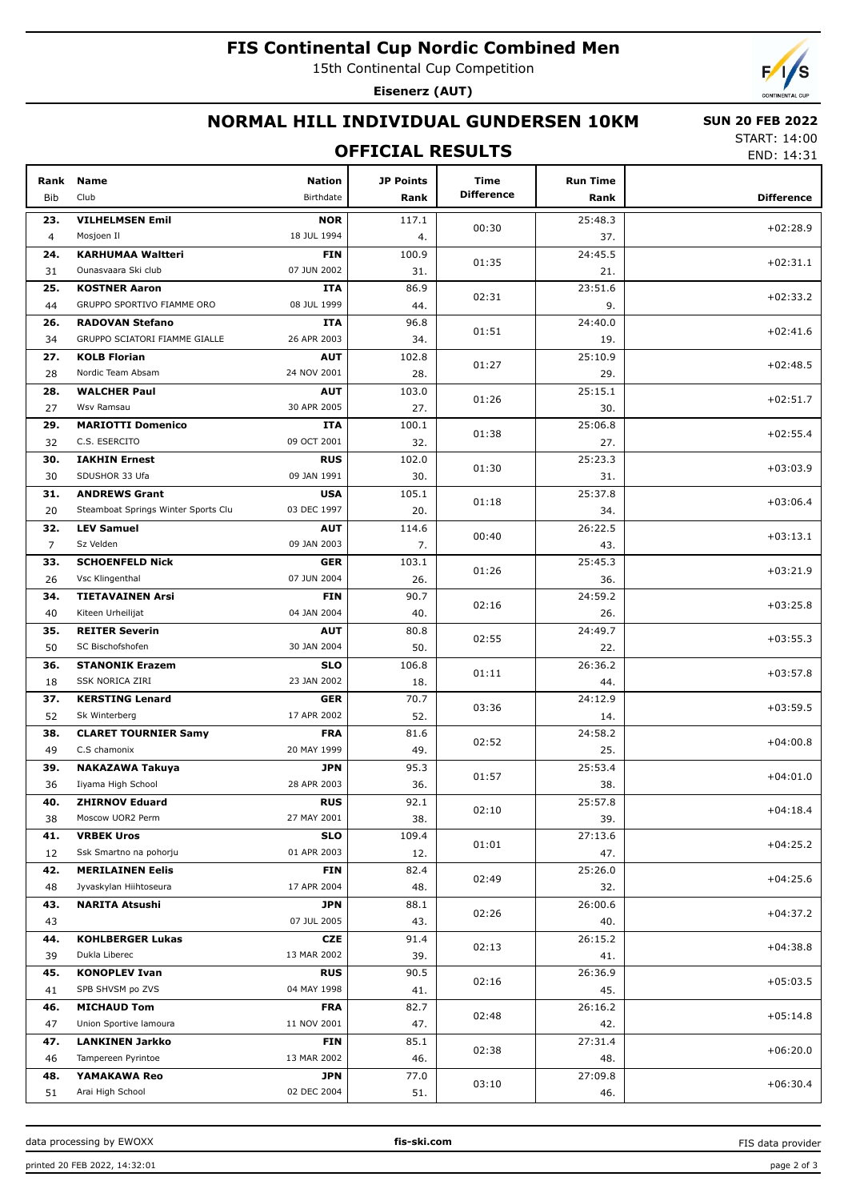# FIS Continental Cup Nordic Combined Men

15th Continental Cup Competition

**Eisenerz (AUT)**

## NORMAL HILL INDIVIDUAL GUNDERSEN 10KM

**SUN 20 FEB 2022**

START: 14:00
END: 14:31

### OFFICIAL RESULTS

| Rank | Bib | Name | Club | Nation | Birthdate | JP Points | JP Rank | Time Difference | Run Time | Run Rank | Difference |
|---|---|---|---|---|---|---|---|---|---|---|---|
| 23. | 4 | **VILHELMSEN Emil** | Mosjoen Il | **NOR** | 18 JUL 1994 | 117.1 | 4. | 00:30 | 25:48.3 | 37. | +02:28.9 |
| 24. | 31 | **KARHUMAA Waltteri** | Ounasvaara Ski club | **FIN** | 07 JUN 2002 | 100.9 | 31. | 01:35 | 24:45.5 | 21. | +02:31.1 |
| 25. | 44 | **KOSTNER Aaron** | GRUPPO SPORTIVO FIAMME ORO | **ITA** | 08 JUL 1999 | 86.9 | 44. | 02:31 | 23:51.6 | 9. | +02:33.2 |
| 26. | 34 | **RADOVAN Stefano** | GRUPPO SCIATORI FIAMME GIALLE | **ITA** | 26 APR 2003 | 96.8 | 34. | 01:51 | 24:40.0 | 19. | +02:41.6 |
| 27. | 28 | **KOLB Florian** | Nordic Team Absam | **AUT** | 24 NOV 2001 | 102.8 | 28. | 01:27 | 25:10.9 | 29. | +02:48.5 |
| 28. | 27 | **WALCHER Paul** | Wsv Ramsau | **AUT** | 30 APR 2005 | 103.0 | 27. | 01:26 | 25:15.1 | 30. | +02:51.7 |
| 29. | 32 | **MARIOTTI Domenico** | C.S. ESERCITO | **ITA** | 09 OCT 2001 | 100.1 | 32. | 01:38 | 25:06.8 | 27. | +02:55.4 |
| 30. | 30 | **IAKHIN Ernest** | SDUSHOR 33 Ufa | **RUS** | 09 JAN 1991 | 102.0 | 30. | 01:30 | 25:23.3 | 31. | +03:03.9 |
| 31. | 20 | **ANDREWS Grant** | Steamboat Springs Winter Sports Clu | **USA** | 03 DEC 1997 | 105.1 | 20. | 01:18 | 25:37.8 | 34. | +03:06.4 |
| 32. | 7 | **LEV Samuel** | Sz Velden | **AUT** | 09 JAN 2003 | 114.6 | 7. | 00:40 | 26:22.5 | 43. | +03:13.1 |
| 33. | 26 | **SCHOENFELD Nick** | Vsc Klingenthal | **GER** | 07 JUN 2004 | 103.1 | 26. | 01:26 | 25:45.3 | 36. | +03:21.9 |
| 34. | 40 | **TIETAVAINEN Arsi** | Kiteen Urheilijat | **FIN** | 04 JAN 2004 | 90.7 | 40. | 02:16 | 24:59.2 | 26. | +03:25.8 |
| 35. | 50 | **REITER Severin** | SC Bischofshofen | **AUT** | 30 JAN 2004 | 80.8 | 50. | 02:55 | 24:49.7 | 22. | +03:55.3 |
| 36. | 18 | **STANONIK Erazem** | SSK NORICA ZIRI | **SLO** | 23 JAN 2002 | 106.8 | 18. | 01:11 | 26:36.2 | 44. | +03:57.8 |
| 37. | 52 | **KERSTING Lenard** | Sk Winterberg | **GER** | 17 APR 2002 | 70.7 | 52. | 03:36 | 24:12.9 | 14. | +03:59.5 |
| 38. | 49 | **CLARET TOURNIER Samy** | C.S chamonix | **FRA** | 20 MAY 1999 | 81.6 | 49. | 02:52 | 24:58.2 | 25. | +04:00.8 |
| 39. | 36 | **NAKAZAWA Takuya** | Iiyama High School | **JPN** | 28 APR 2003 | 95.3 | 36. | 01:57 | 25:53.4 | 38. | +04:01.0 |
| 40. | 38 | **ZHIRNOV Eduard** | Moscow UOR2 Perm | **RUS** | 27 MAY 2001 | 92.1 | 38. | 02:10 | 25:57.8 | 39. | +04:18.4 |
| 41. | 12 | **VRBEK Uros** | Ssk Smartno na pohorju | **SLO** | 01 APR 2003 | 109.4 | 12. | 01:01 | 27:13.6 | 47. | +04:25.2 |
| 42. | 48 | **MERILAINEN Eelis** | Jyvaskylan Hiihtoseura | **FIN** | 17 APR 2004 | 82.4 | 48. | 02:49 | 25:26.0 | 32. | +04:25.6 |
| 43. | 43 | **NARITA Atsushi** | | **JPN** | 07 JUL 2005 | 88.1 | 43. | 02:26 | 26:00.6 | 40. | +04:37.2 |
| 44. | 39 | **KOHLBERGER Lukas** | Dukla Liberec | **CZE** | 13 MAR 2002 | 91.4 | 39. | 02:13 | 26:15.2 | 41. | +04:38.8 |
| 45. | 41 | **KONOPLEV Ivan** | SPB SHVSM po ZVS | **RUS** | 04 MAY 1998 | 90.5 | 41. | 02:16 | 26:36.9 | 45. | +05:03.5 |
| 46. | 47 | **MICHAUD Tom** | Union Sportive lamoura | **FRA** | 11 NOV 2001 | 82.7 | 47. | 02:48 | 26:16.2 | 42. | +05:14.8 |
| 47. | 46 | **LANKINEN Jarkko** | Tampereen Pyrintoe | **FIN** | 13 MAR 2002 | 85.1 | 46. | 02:38 | 27:31.4 | 48. | +06:20.0 |
| 48. | 51 | **YAMAKAWA Reo** | Arai High School | **JPN** | 02 DEC 2004 | 77.0 | 51. | 03:10 | 27:09.8 | 46. | +06:30.4 |

data processing by EWOXX | fis-ski.com | FIS data provider

printed 20 FEB 2022, 14:32:01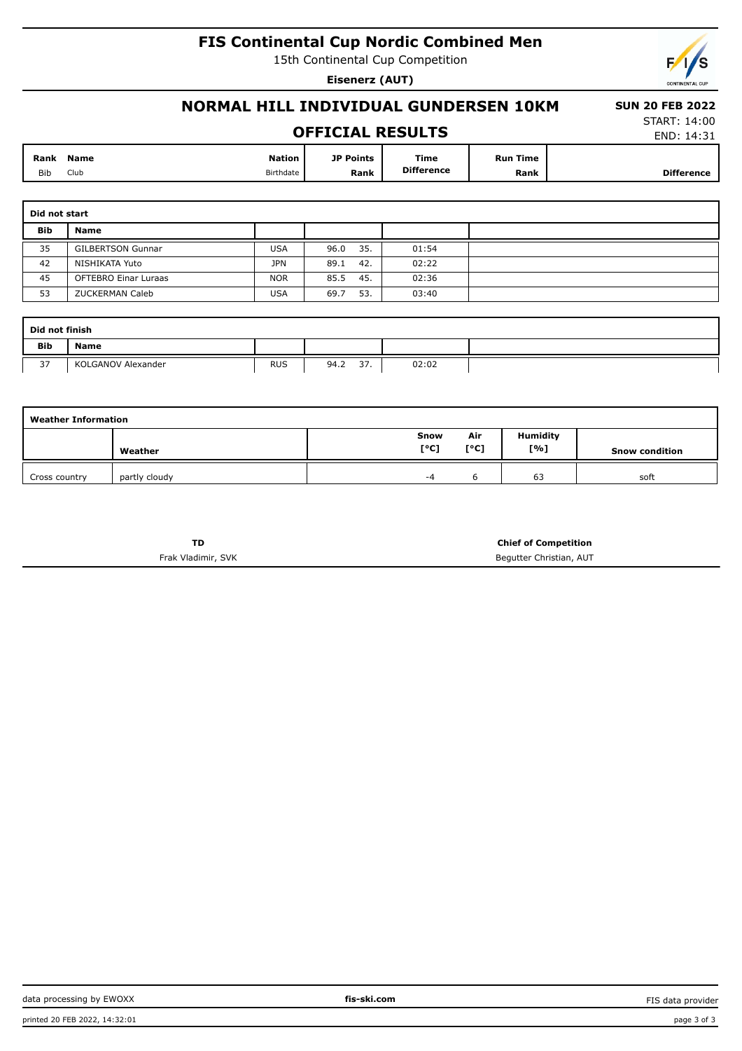# FIS Continental Cup Nordic Combined Men

15th Continental Cup Competition

**Eisenerz (AUT)**

## NORMAL HILL INDIVIDUAL GUNDERSEN 10KM

**SUN 20 FEB 2022**
START: 14:00
END: 14:31

## OFFICIAL RESULTS

| Rank / Bib | Name / Club | Nation / Birthdate | JP Points / Rank | Time Difference | Run Time / Rank | Difference |
|---|---|---|---|---|---|---|

**Did not start**

| Bib | Name | | | | |
|---|---|---|---|---|---|
| 35 | GILBERTSON Gunnar | USA | 96.0 | 35. | 01:54 |
| 42 | NISHIKATA Yuto | JPN | 89.1 | 42. | 02:22 |
| 45 | OFTEBRO Einar Luraas | NOR | 85.5 | 45. | 02:36 |
| 53 | ZUCKERMAN Caleb | USA | 69.7 | 53. | 03:40 |

**Did not finish**

| Bib | Name | | | | |
|---|---|---|---|---|---|
| 37 | KOLGANOV Alexander | RUS | 94.2 | 37. | 02:02 |

**Weather Information**

| | Weather | Snow [°C] | Air [°C] | Humidity [%] | Snow condition |
|---|---|---|---|---|---|
| Cross country | partly cloudy | -4 | 6 | 63 | soft |

**TD**
Frak Vladimir, SVK

**Chief of Competition**
Begutter Christian, AUT

data processing by EWOXX | fis-ski.com | FIS data provider

printed 20 FEB 2022, 14:32:01